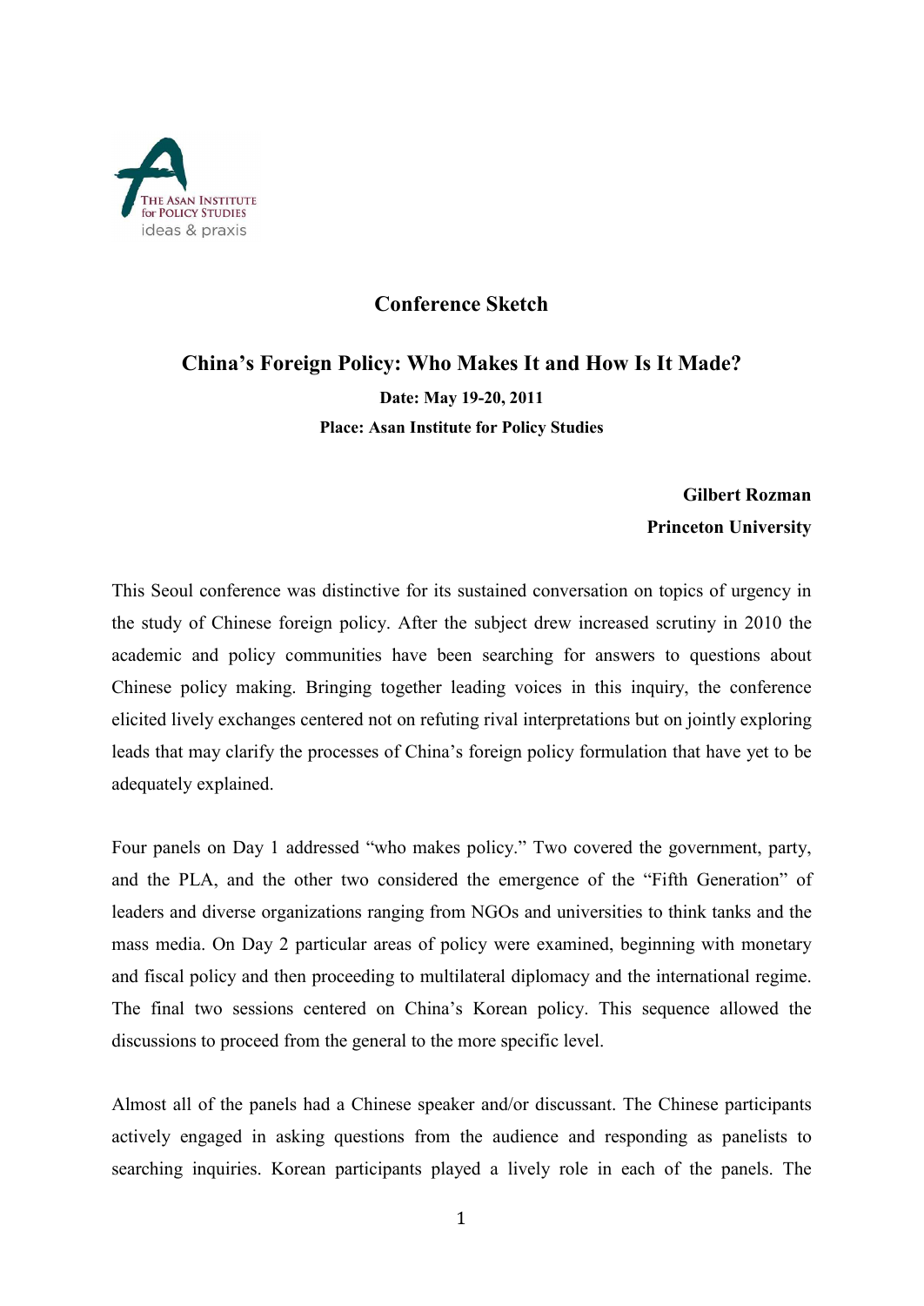# Conference Sketch

## China's Foreign Policy: Who Makes It and How Is It Made?

**Date: May 19-20, 2011**

**Place: Asan Institute for Policy Studies**

**Gilbert Rozman**
**Princeton University**

This Seoul conference was distinctive for its sustained conversation on topics of urgency in the study of Chinese foreign policy. After the subject drew increased scrutiny in 2010 the academic and policy communities have been searching for answers to questions about Chinese policy making. Bringing together leading voices in this inquiry, the conference elicited lively exchanges centered not on refuting rival interpretations but on jointly exploring leads that may clarify the processes of China's foreign policy formulation that have yet to be adequately explained.

Four panels on Day 1 addressed "who makes policy." Two covered the government, party, and the PLA, and the other two considered the emergence of the "Fifth Generation" of leaders and diverse organizations ranging from NGOs and universities to think tanks and the mass media. On Day 2 particular areas of policy were examined, beginning with monetary and fiscal policy and then proceeding to multilateral diplomacy and the international regime. The final two sessions centered on China's Korean policy. This sequence allowed the discussions to proceed from the general to the more specific level.

Almost all of the panels had a Chinese speaker and/or discussant. The Chinese participants actively engaged in asking questions from the audience and responding as panelists to searching inquiries. Korean participants played a lively role in each of the panels. The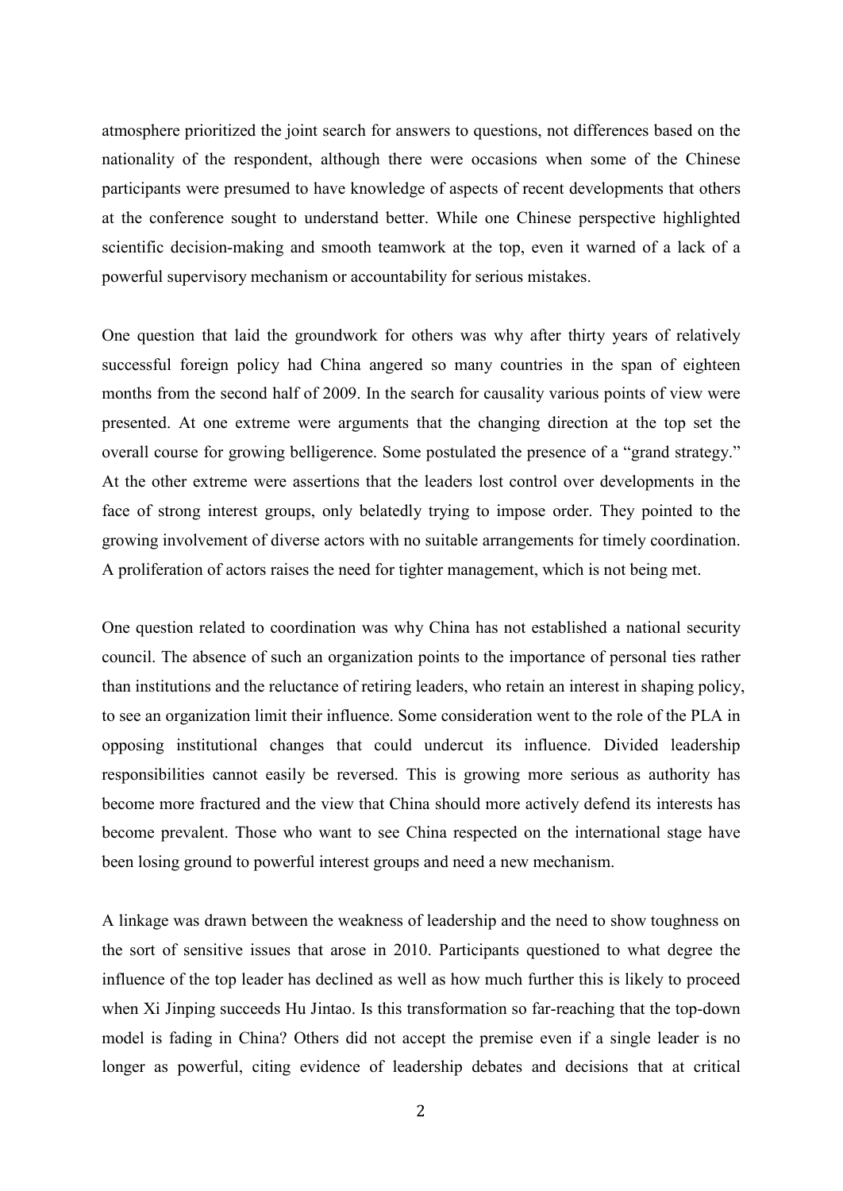atmosphere prioritized the joint search for answers to questions, not differences based on the nationality of the respondent, although there were occasions when some of the Chinese participants were presumed to have knowledge of aspects of recent developments that others at the conference sought to understand better. While one Chinese perspective highlighted scientific decision-making and smooth teamwork at the top, even it warned of a lack of a powerful supervisory mechanism or accountability for serious mistakes.

One question that laid the groundwork for others was why after thirty years of relatively successful foreign policy had China angered so many countries in the span of eighteen months from the second half of 2009. In the search for causality various points of view were presented. At one extreme were arguments that the changing direction at the top set the overall course for growing belligerence. Some postulated the presence of a "grand strategy." At the other extreme were assertions that the leaders lost control over developments in the face of strong interest groups, only belatedly trying to impose order. They pointed to the growing involvement of diverse actors with no suitable arrangements for timely coordination. A proliferation of actors raises the need for tighter management, which is not being met.

One question related to coordination was why China has not established a national security council. The absence of such an organization points to the importance of personal ties rather than institutions and the reluctance of retiring leaders, who retain an interest in shaping policy, to see an organization limit their influence. Some consideration went to the role of the PLA in opposing institutional changes that could undercut its influence. Divided leadership responsibilities cannot easily be reversed. This is growing more serious as authority has become more fractured and the view that China should more actively defend its interests has become prevalent. Those who want to see China respected on the international stage have been losing ground to powerful interest groups and need a new mechanism.

A linkage was drawn between the weakness of leadership and the need to show toughness on the sort of sensitive issues that arose in 2010. Participants questioned to what degree the influence of the top leader has declined as well as how much further this is likely to proceed when Xi Jinping succeeds Hu Jintao. Is this transformation so far-reaching that the top-down model is fading in China? Others did not accept the premise even if a single leader is no longer as powerful, citing evidence of leadership debates and decisions that at critical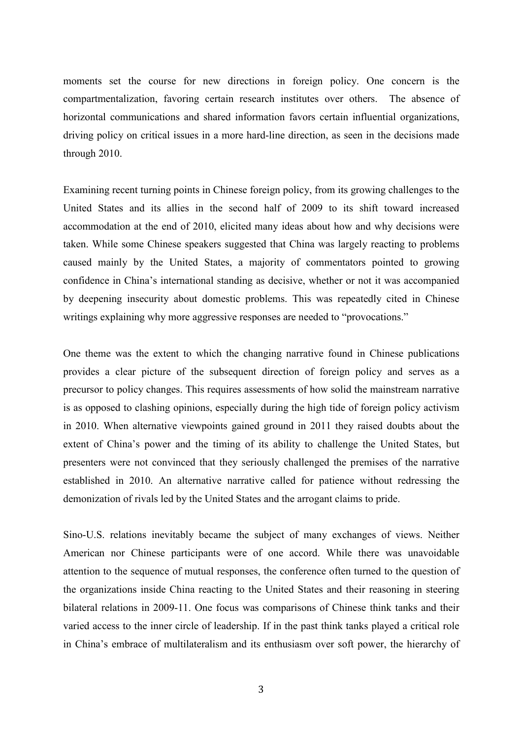moments set the course for new directions in foreign policy. One concern is the compartmentalization, favoring certain research institutes over others. The absence of horizontal communications and shared information favors certain influential organizations, driving policy on critical issues in a more hard-line direction, as seen in the decisions made through 2010.

Examining recent turning points in Chinese foreign policy, from its growing challenges to the United States and its allies in the second half of 2009 to its shift toward increased accommodation at the end of 2010, elicited many ideas about how and why decisions were taken. While some Chinese speakers suggested that China was largely reacting to problems caused mainly by the United States, a majority of commentators pointed to growing confidence in China's international standing as decisive, whether or not it was accompanied by deepening insecurity about domestic problems. This was repeatedly cited in Chinese writings explaining why more aggressive responses are needed to "provocations."

One theme was the extent to which the changing narrative found in Chinese publications provides a clear picture of the subsequent direction of foreign policy and serves as a precursor to policy changes. This requires assessments of how solid the mainstream narrative is as opposed to clashing opinions, especially during the high tide of foreign policy activism in 2010. When alternative viewpoints gained ground in 2011 they raised doubts about the extent of China's power and the timing of its ability to challenge the United States, but presenters were not convinced that they seriously challenged the premises of the narrative established in 2010. An alternative narrative called for patience without redressing the demonization of rivals led by the United States and the arrogant claims to pride.

Sino-U.S. relations inevitably became the subject of many exchanges of views. Neither American nor Chinese participants were of one accord. While there was unavoidable attention to the sequence of mutual responses, the conference often turned to the question of the organizations inside China reacting to the United States and their reasoning in steering bilateral relations in 2009-11. One focus was comparisons of Chinese think tanks and their varied access to the inner circle of leadership. If in the past think tanks played a critical role in China's embrace of multilateralism and its enthusiasm over soft power, the hierarchy of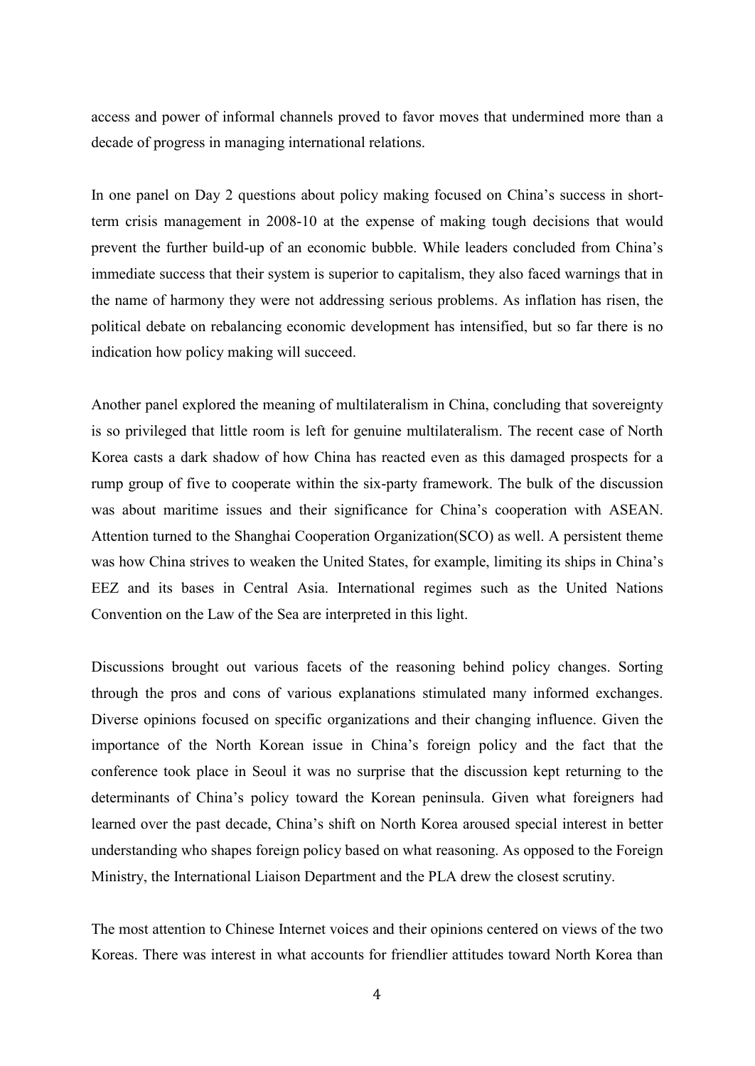access and power of informal channels proved to favor moves that undermined more than a decade of progress in managing international relations.

In one panel on Day 2 questions about policy making focused on China's success in short-term crisis management in 2008-10 at the expense of making tough decisions that would prevent the further build-up of an economic bubble. While leaders concluded from China's immediate success that their system is superior to capitalism, they also faced warnings that in the name of harmony they were not addressing serious problems. As inflation has risen, the political debate on rebalancing economic development has intensified, but so far there is no indication how policy making will succeed.

Another panel explored the meaning of multilateralism in China, concluding that sovereignty is so privileged that little room is left for genuine multilateralism. The recent case of North Korea casts a dark shadow of how China has reacted even as this damaged prospects for a rump group of five to cooperate within the six-party framework. The bulk of the discussion was about maritime issues and their significance for China's cooperation with ASEAN. Attention turned to the Shanghai Cooperation Organization(SCO) as well. A persistent theme was how China strives to weaken the United States, for example, limiting its ships in China's EEZ and its bases in Central Asia. International regimes such as the United Nations Convention on the Law of the Sea are interpreted in this light.

Discussions brought out various facets of the reasoning behind policy changes. Sorting through the pros and cons of various explanations stimulated many informed exchanges. Diverse opinions focused on specific organizations and their changing influence. Given the importance of the North Korean issue in China's foreign policy and the fact that the conference took place in Seoul it was no surprise that the discussion kept returning to the determinants of China's policy toward the Korean peninsula. Given what foreigners had learned over the past decade, China's shift on North Korea aroused special interest in better understanding who shapes foreign policy based on what reasoning. As opposed to the Foreign Ministry, the International Liaison Department and the PLA drew the closest scrutiny.

The most attention to Chinese Internet voices and their opinions centered on views of the two Koreas. There was interest in what accounts for friendlier attitudes toward North Korea than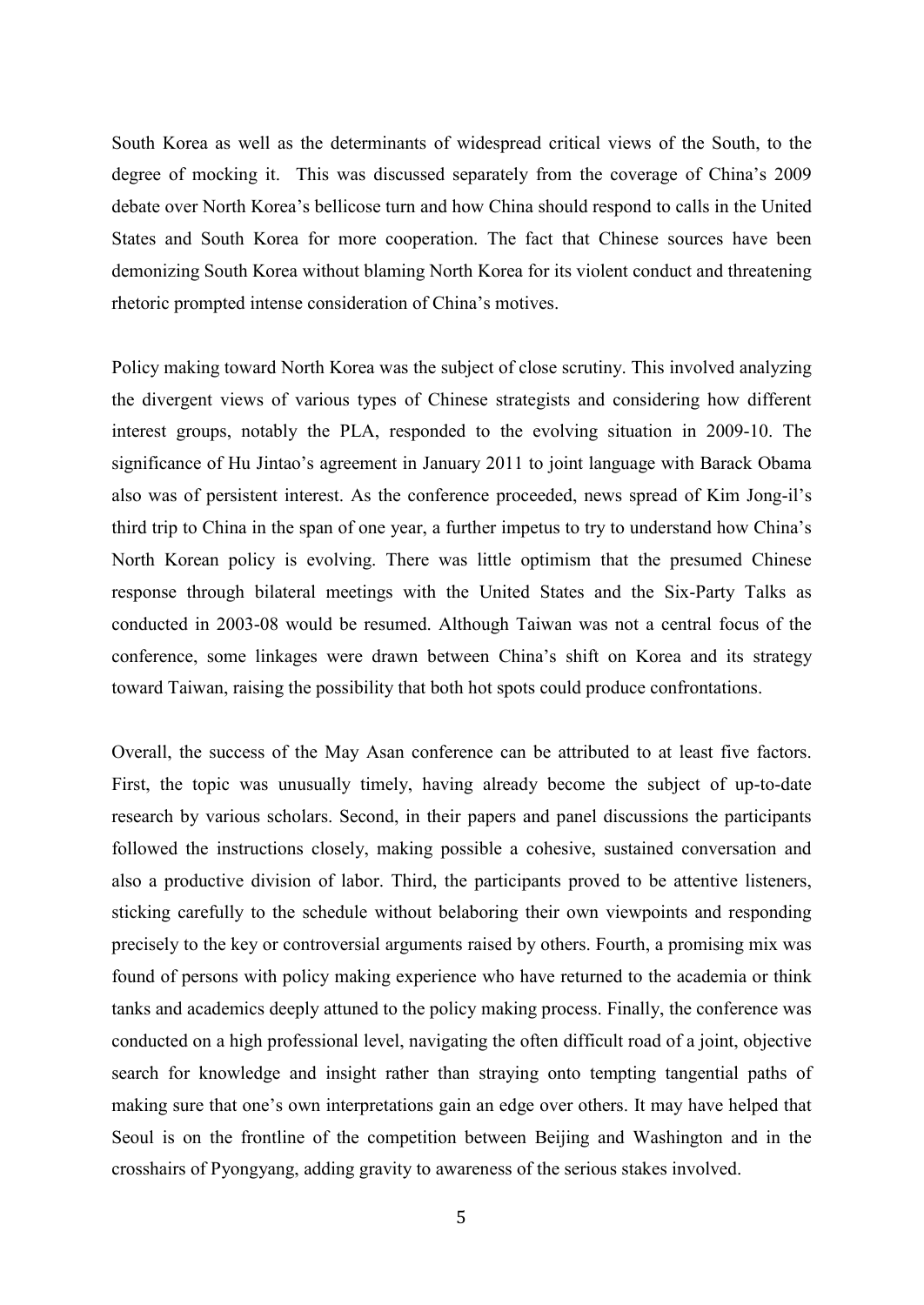South Korea as well as the determinants of widespread critical views of the South, to the degree of mocking it. This was discussed separately from the coverage of China's 2009 debate over North Korea's bellicose turn and how China should respond to calls in the United States and South Korea for more cooperation. The fact that Chinese sources have been demonizing South Korea without blaming North Korea for its violent conduct and threatening rhetoric prompted intense consideration of China's motives.

Policy making toward North Korea was the subject of close scrutiny. This involved analyzing the divergent views of various types of Chinese strategists and considering how different interest groups, notably the PLA, responded to the evolving situation in 2009-10. The significance of Hu Jintao's agreement in January 2011 to joint language with Barack Obama also was of persistent interest. As the conference proceeded, news spread of Kim Jong-il's third trip to China in the span of one year, a further impetus to try to understand how China's North Korean policy is evolving. There was little optimism that the presumed Chinese response through bilateral meetings with the United States and the Six-Party Talks as conducted in 2003-08 would be resumed. Although Taiwan was not a central focus of the conference, some linkages were drawn between China's shift on Korea and its strategy toward Taiwan, raising the possibility that both hot spots could produce confrontations.

Overall, the success of the May Asan conference can be attributed to at least five factors. First, the topic was unusually timely, having already become the subject of up-to-date research by various scholars. Second, in their papers and panel discussions the participants followed the instructions closely, making possible a cohesive, sustained conversation and also a productive division of labor. Third, the participants proved to be attentive listeners, sticking carefully to the schedule without belaboring their own viewpoints and responding precisely to the key or controversial arguments raised by others. Fourth, a promising mix was found of persons with policy making experience who have returned to the academia or think tanks and academics deeply attuned to the policy making process. Finally, the conference was conducted on a high professional level, navigating the often difficult road of a joint, objective search for knowledge and insight rather than straying onto tempting tangential paths of making sure that one's own interpretations gain an edge over others. It may have helped that Seoul is on the frontline of the competition between Beijing and Washington and in the crosshairs of Pyongyang, adding gravity to awareness of the serious stakes involved.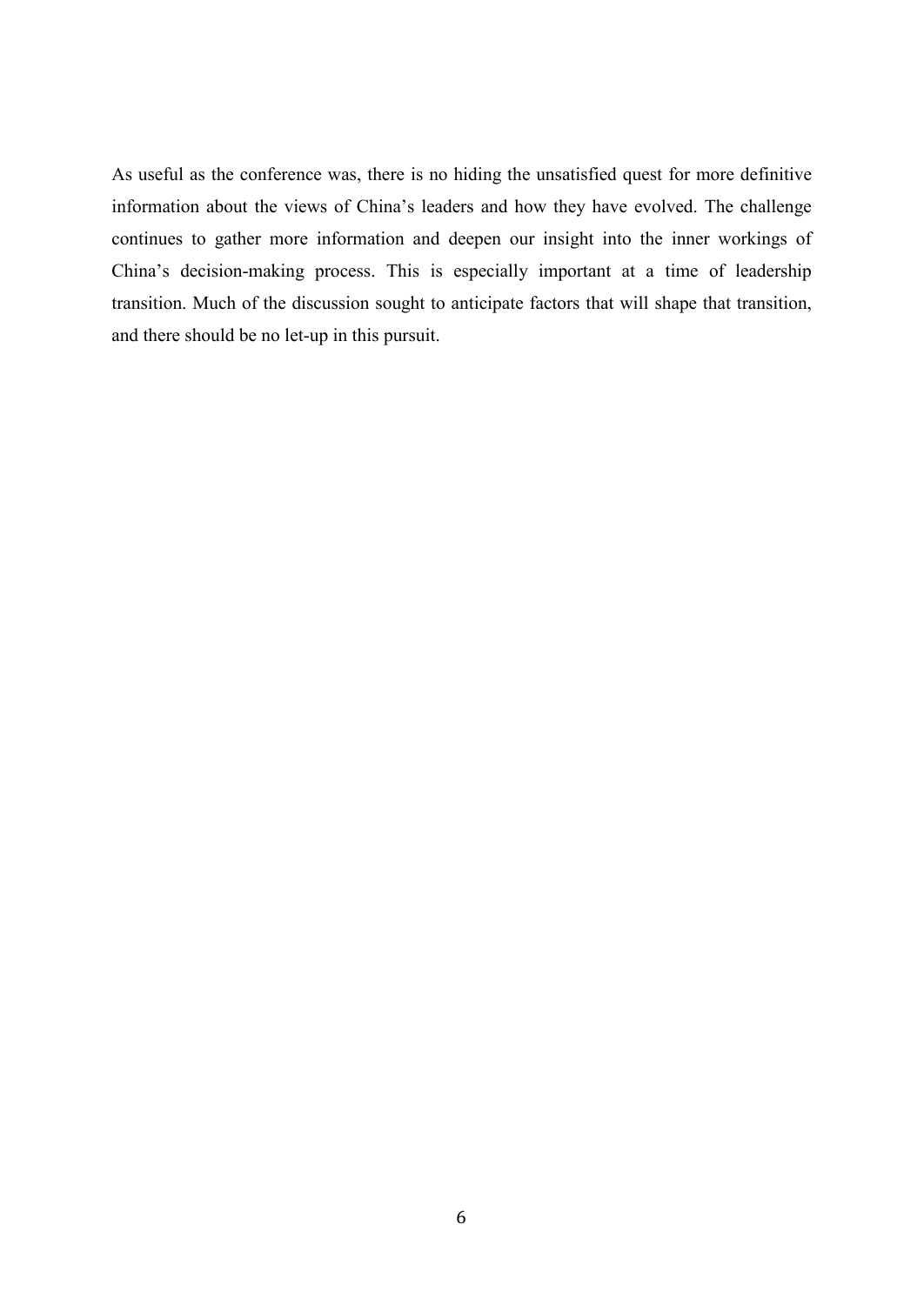As useful as the conference was, there is no hiding the unsatisfied quest for more definitive information about the views of China's leaders and how they have evolved. The challenge continues to gather more information and deepen our insight into the inner workings of China's decision-making process. This is especially important at a time of leadership transition. Much of the discussion sought to anticipate factors that will shape that transition, and there should be no let-up in this pursuit.